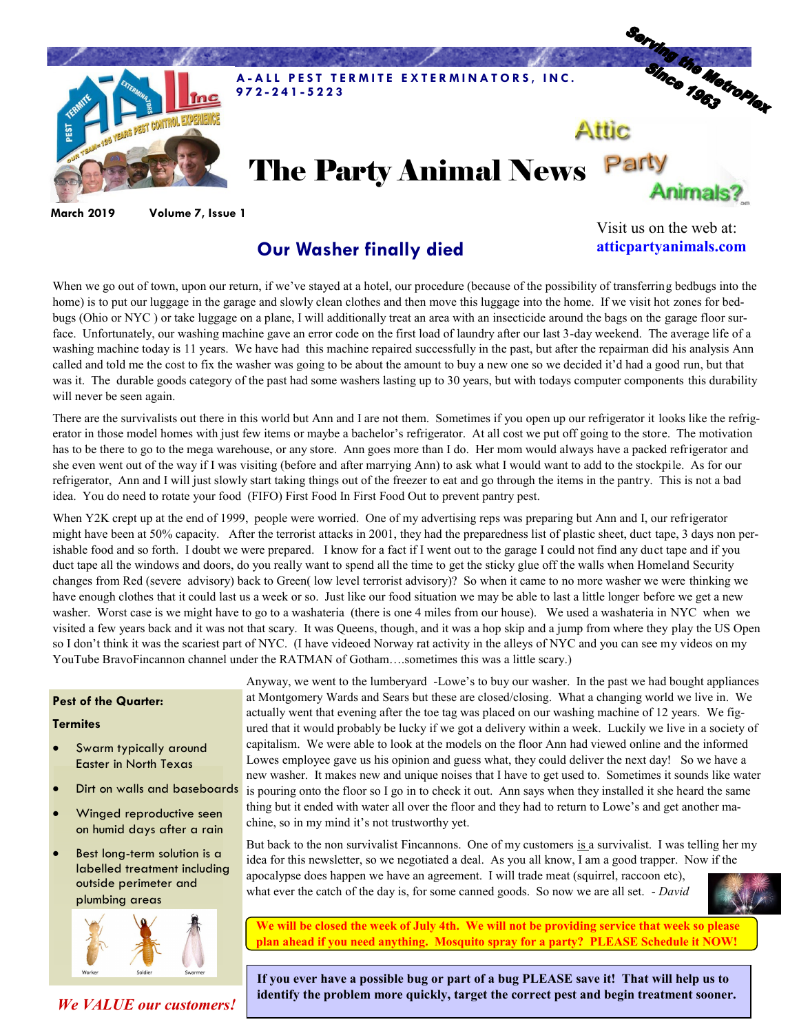**A-ALL PEST TERMITE EXTERMINATORS, INC.**
**972-241-5223**

Serving the MetroPlex Since 1963

# The Party Animal News

Attic Party Animals?

March 2019 Volume 7, Issue 1

Visit us on the web at: **atticpartyanimals.com**

## Our Washer finally died

When we go out of town, upon our return, if we've stayed at a hotel, our procedure (because of the possibility of transferring bedbugs into the home) is to put our luggage in the garage and slowly clean clothes and then move this luggage into the home. If we visit hot zones for bed-bugs (Ohio or NYC ) or take luggage on a plane, I will additionally treat an area with an insecticide around the bags on the garage floor surface. Unfortunately, our washing machine gave an error code on the first load of laundry after our last 3-day weekend. The average life of a washing machine today is 11 years. We have had this machine repaired successfully in the past, but after the repairman did his analysis Ann called and told me the cost to fix the washer was going to be about the amount to buy a new one so we decided it'd had a good run, but that was it. The durable goods category of the past had some washers lasting up to 30 years, but with todays computer components this durability will never be seen again.

There are the survivalists out there in this world but Ann and I are not them. Sometimes if you open up our refrigerator it looks like the refrigerator in those model homes with just few items or maybe a bachelor's refrigerator. At all cost we put off going to the store. The motivation has to be there to go to the mega warehouse, or any store. Ann goes more than I do. Her mom would always have a packed refrigerator and she even went out of the way if I was visiting (before and after marrying Ann) to ask what I would want to add to the stockpile. As for our refrigerator, Ann and I will just slowly start taking things out of the freezer to eat and go through the items in the pantry. This is not a bad idea. You do need to rotate your food (FIFO) First Food In First Food Out to prevent pantry pest.

When Y2K crept up at the end of 1999, people were worried. One of my advertising reps was preparing but Ann and I, our refrigerator might have been at 50% capacity. After the terrorist attacks in 2001, they had the preparedness list of plastic sheet, duct tape, 3 days non perishable food and so forth. I doubt we were prepared. I know for a fact if I went out to the garage I could not find any duct tape and if you duct tape all the windows and doors, do you really want to spend all the time to get the sticky glue off the walls when Homeland Security changes from Red (severe advisory) back to Green( low level terrorist advisory)? So when it came to no more washer we were thinking we have enough clothes that it could last us a week or so. Just like our food situation we may be able to last a little longer before we get a new washer. Worst case is we might have to go to a washateria (there is one 4 miles from our house). We used a washateria in NYC when we visited a few years back and it was not that scary. It was Queens, though, and it was a hop skip and a jump from where they play the US Open so I don't think it was the scariest part of NYC. (I have videoed Norway rat activity in the alleys of NYC and you can see my videos on my YouTube BravoFincannon channel under the RATMAN of Gotham….sometimes this was a little scary.)

Anyway, we went to the lumberyard -Lowe's to buy our washer. In the past we had bought appliances at Montgomery Wards and Sears but these are closed/closing. What a changing world we live in. We actually went that evening after the toe tag was placed on our washing machine of 12 years. We figured that it would probably be lucky if we got a delivery within a week. Luckily we live in a society of capitalism. We were able to look at the models on the floor Ann had viewed online and the informed Lowes employee gave us his opinion and guess what, they could deliver the next day! So we have a new washer. It makes new and unique noises that I have to get used to. Sometimes it sounds like water is pouring onto the floor so I go in to check it out. Ann says when they installed it she heard the same thing but it ended with water all over the floor and they had to return to Lowe's and get another machine, so in my mind it's not trustworthy yet.

But back to the non survivalist Fincannons. One of my customers is a survivalist. I was telling her my idea for this newsletter, so we negotiated a deal. As you all know, I am a good trapper. Now if the apocalypse does happen we have an agreement. I will trade meat (squirrel, raccoon etc), what ever the catch of the day is, for some canned goods. So now we are all set. *- David*

**Pest of the Quarter:**

**Termites**

- Swarm typically around Easter in North Texas
- Dirt on walls and baseboards
- Winged reproductive seen on humid days after a rain
- Best long-term solution is a labelled treatment including outside perimeter and plumbing areas

Worker Soldier Swarmer

**We will be closed the week of July 4th. We will not be providing service that week so please plan ahead if you need anything. Mosquito spray for a party? PLEASE Schedule it NOW!**

**If you ever have a possible bug or part of a bug PLEASE save it! That will help us to identify the problem more quickly, target the correct pest and begin treatment sooner.**

***We VALUE our customers!***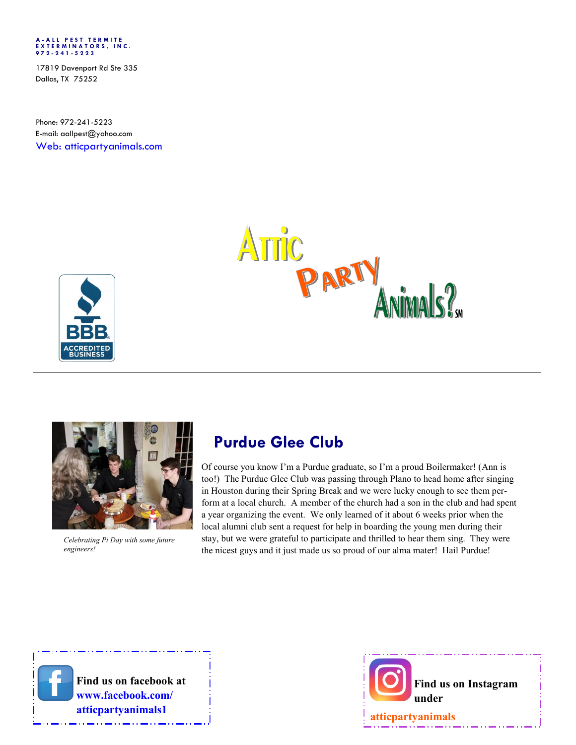A-ALL PEST TERMITE EXTERMINATORS, INC.
972-241-5223

17819 Davenport Rd Ste 335
Dallas, TX 75252

Phone: 972-241-5223
E-mail: aallpest@yahoo.com
Web: atticpartyanimals.com

Attic Party Animals?SM

BBB ACCREDITED BUSINESS

---

*Celebrating Pi Day with some future engineers!*

## Purdue Glee Club

Of course you know I'm a Purdue graduate, so I'm a proud Boilermaker! (Ann is too!) The Purdue Glee Club was passing through Plano to head home after singing in Houston during their Spring Break and we were lucky enough to see them perform at a local church. A member of the church had a son in the club and had spent a year organizing the event. We only learned of it about 6 weeks prior when the local alumni club sent a request for help in boarding the young men during their stay, but we were grateful to participate and thrilled to hear them sing. They were the nicest guys and it just made us so proud of our alma mater! Hail Purdue!

**Find us on facebook at www.facebook.com/atticpartyanimals1**

**Find us on Instagram under atticpartyanimals**